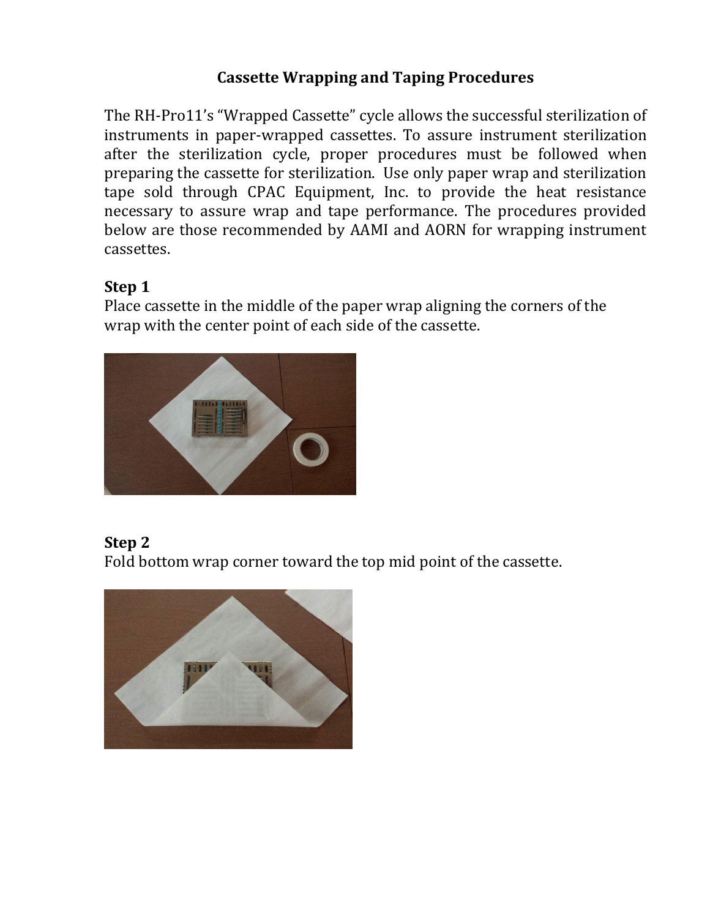# Cassette Wrapping and Taping Procedures

The RH-Pro11's "Wrapped Cassette" cycle allows the successful sterilization of instruments in paper-wrapped cassettes. To assure instrument sterilization after the sterilization cycle, proper procedures must be followed when preparing the cassette for sterilization. Use only paper wrap and sterilization tape sold through CPAC Equipment, Inc. to provide the heat resistance necessary to assure wrap and tape performance. The procedures provided below are those recommended by AAMI and AORN for wrapping instrument cassettes.

## Step 1

Place cassette in the middle of the paper wrap aligning the corners of the wrap with the center point of each side of the cassette.

## Step 2

Fold bottom wrap corner toward the top mid point of the cassette.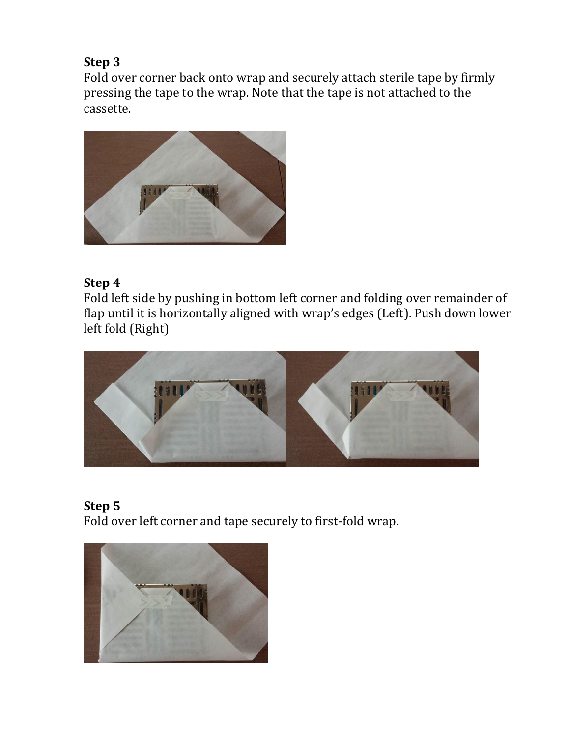**Step 3**

Fold over corner back onto wrap and securely attach sterile tape by firmly pressing the tape to the wrap. Note that the tape is not attached to the cassette.

**Step 4**

Fold left side by pushing in bottom left corner and folding over remainder of flap until it is horizontally aligned with wrap's edges (Left). Push down lower left fold (Right)

**Step 5**

Fold over left corner and tape securely to first-fold wrap.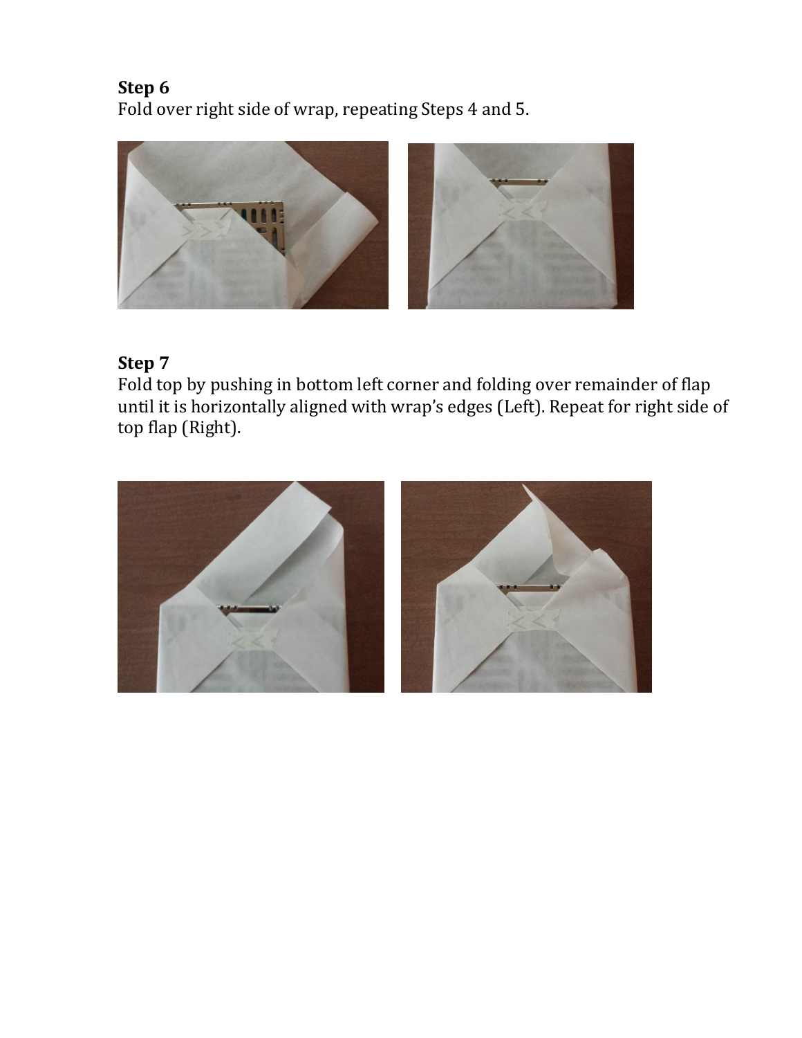**Step 6**
Fold over right side of wrap, repeating Steps 4 and 5.

**Step 7**
Fold top by pushing in bottom left corner and folding over remainder of flap until it is horizontally aligned with wrap's edges (Left). Repeat for right side of top flap (Right).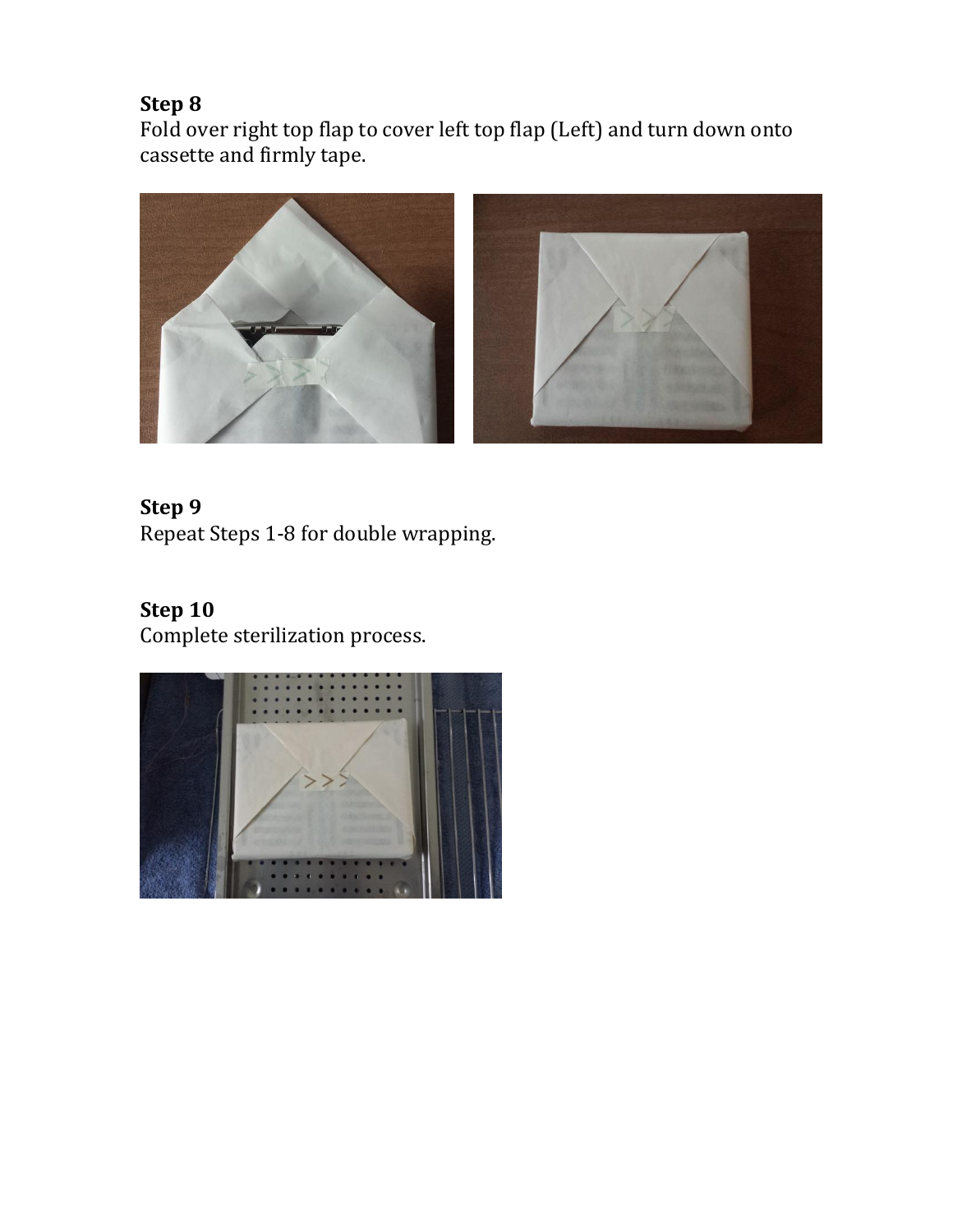**Step 8**
Fold over right top flap to cover left top flap (Left) and turn down onto cassette and firmly tape.

**Step 9**
Repeat Steps 1-8 for double wrapping.

**Step 10**
Complete sterilization process.